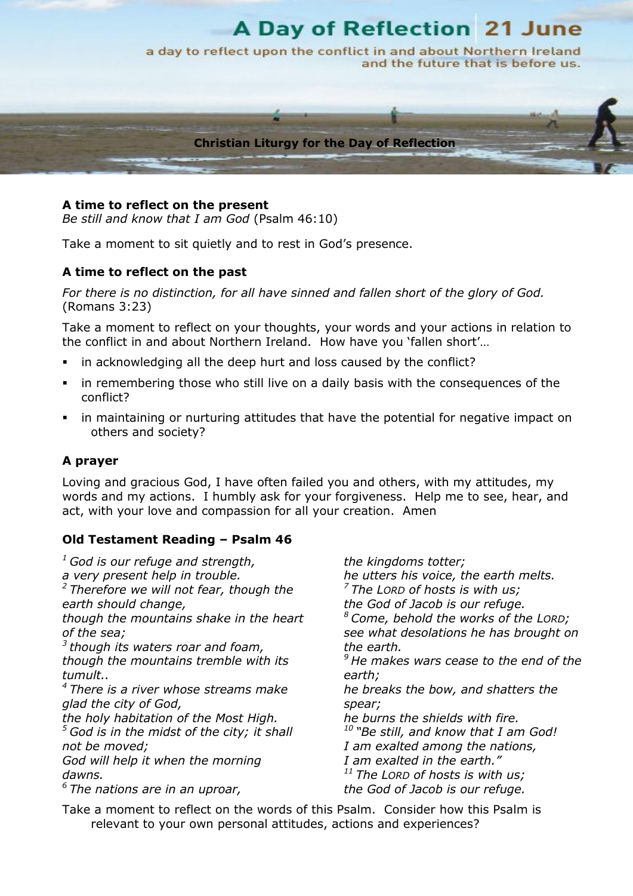# A Day of Reflection | 21 June

a day to reflect upon the conflict in and about Northern Ireland and the future that is before us.

**Christian Liturgy for the Day of Reflection**

### A time to reflect on the present

*Be still and know that I am God* (Psalm 46:10)

Take a moment to sit quietly and to rest in God's presence.

### A time to reflect on the past

*For there is no distinction, for all have sinned and fallen short of the glory of God.* (Romans 3:23)

Take a moment to reflect on your thoughts, your words and your actions in relation to the conflict in and about Northern Ireland. How have you 'fallen short'…

- in acknowledging all the deep hurt and loss caused by the conflict?
- in remembering those who still live on a daily basis with the consequences of the conflict?
- in maintaining or nurturing attitudes that have the potential for negative impact on others and society?

### A prayer

Loving and gracious God, I have often failed you and others, with my attitudes, my words and my actions. I humbly ask for your forgiveness. Help me to see, hear, and act, with your love and compassion for all your creation. Amen

### Old Testament Reading – Psalm 46

*[1] God is our refuge and strength,*
*a very present help in trouble.*
*[2] Therefore we will not fear, though the earth should change,*
*though the mountains shake in the heart of the sea;*
*[3] though its waters roar and foam,*
*though the mountains tremble with its tumult..*
*[4] There is a river whose streams make glad the city of God,*
*the holy habitation of the Most High.*
*[5] God is in the midst of the city; it shall not be moved;*
*God will help it when the morning dawns.*
*[6] The nations are in an uproar,*
*the kingdoms totter;*
*he utters his voice, the earth melts.*
*[7] The LORD of hosts is with us;*
*the God of Jacob is our refuge.*
*[8] Come, behold the works of the LORD;*
*see what desolations he has brought on the earth.*
*[9] He makes wars cease to the end of the earth;*
*he breaks the bow, and shatters the spear;*
*he burns the shields with fire.*
*[10] "Be still, and know that I am God!*
*I am exalted among the nations,*
*I am exalted in the earth."*
*[11] The LORD of hosts is with us;*
*the God of Jacob is our refuge.*

Take a moment to reflect on the words of this Psalm. Consider how this Psalm is relevant to your own personal attitudes, actions and experiences?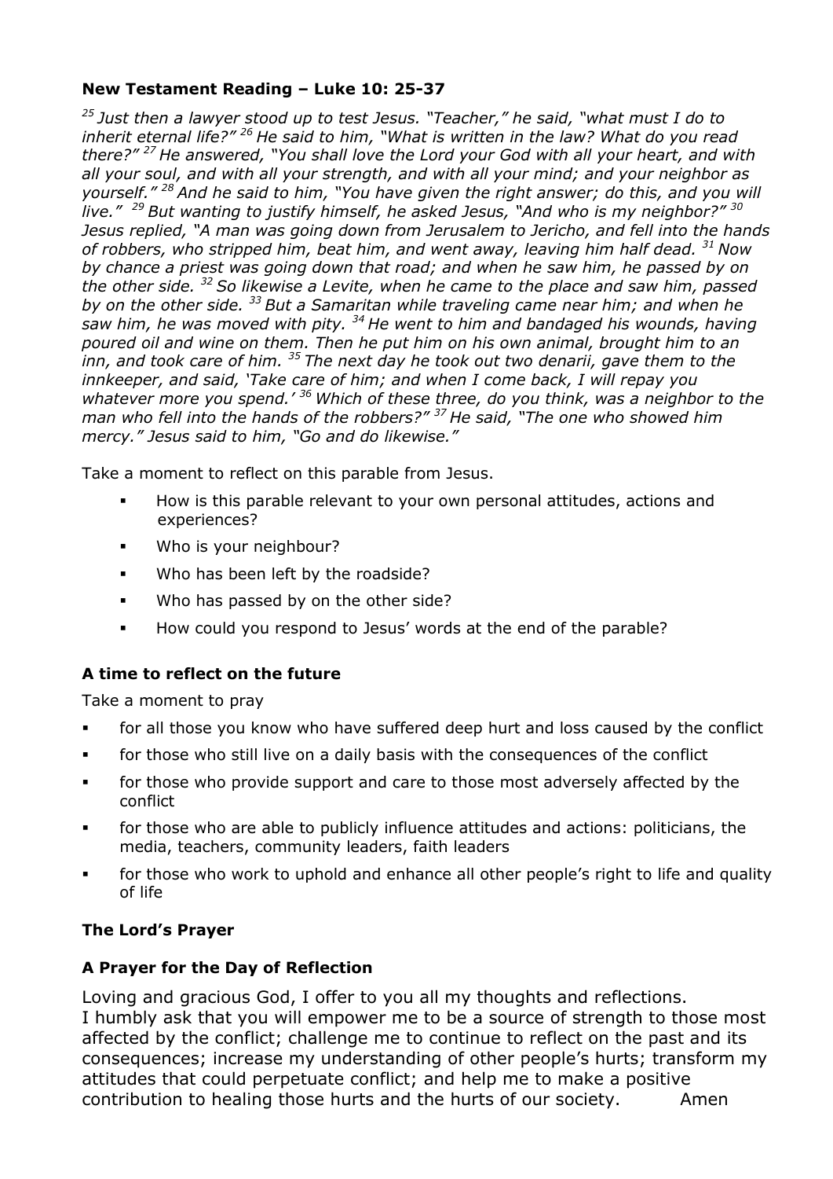**New Testament Reading – Luke 10: 25-37**

*[25] Just then a lawyer stood up to test Jesus. "Teacher," he said, "what must I do to inherit eternal life?" [26] He said to him, "What is written in the law? What do you read there?" [27] He answered, "You shall love the Lord your God with all your heart, and with all your soul, and with all your strength, and with all your mind; and your neighbor as yourself." [28] And he said to him, "You have given the right answer; do this, and you will live." [29] But wanting to justify himself, he asked Jesus, "And who is my neighbor?" [30] Jesus replied, "A man was going down from Jerusalem to Jericho, and fell into the hands of robbers, who stripped him, beat him, and went away, leaving him half dead. [31] Now by chance a priest was going down that road; and when he saw him, he passed by on the other side. [32] So likewise a Levite, when he came to the place and saw him, passed by on the other side. [33] But a Samaritan while traveling came near him; and when he saw him, he was moved with pity. [34] He went to him and bandaged his wounds, having poured oil and wine on them. Then he put him on his own animal, brought him to an inn, and took care of him. [35] The next day he took out two denarii, gave them to the innkeeper, and said, 'Take care of him; and when I come back, I will repay you whatever more you spend.' [36] Which of these three, do you think, was a neighbor to the man who fell into the hands of the robbers?" [37] He said, "The one who showed him mercy." Jesus said to him, "Go and do likewise."*

Take a moment to reflect on this parable from Jesus.

- How is this parable relevant to your own personal attitudes, actions and experiences?
- Who is your neighbour?
- Who has been left by the roadside?
- Who has passed by on the other side?
- How could you respond to Jesus' words at the end of the parable?

**A time to reflect on the future**

Take a moment to pray

- for all those you know who have suffered deep hurt and loss caused by the conflict
- for those who still live on a daily basis with the consequences of the conflict
- for those who provide support and care to those most adversely affected by the conflict
- for those who are able to publicly influence attitudes and actions: politicians, the media, teachers, community leaders, faith leaders
- for those who work to uphold and enhance all other people's right to life and quality of life

**The Lord's Prayer**

**A Prayer for the Day of Reflection**

Loving and gracious God, I offer to you all my thoughts and reflections. I humbly ask that you will empower me to be a source of strength to those most affected by the conflict; challenge me to continue to reflect on the past and its consequences; increase my understanding of other people's hurts; transform my attitudes that could perpetuate conflict; and help me to make a positive contribution to healing those hurts and the hurts of our society. Amen